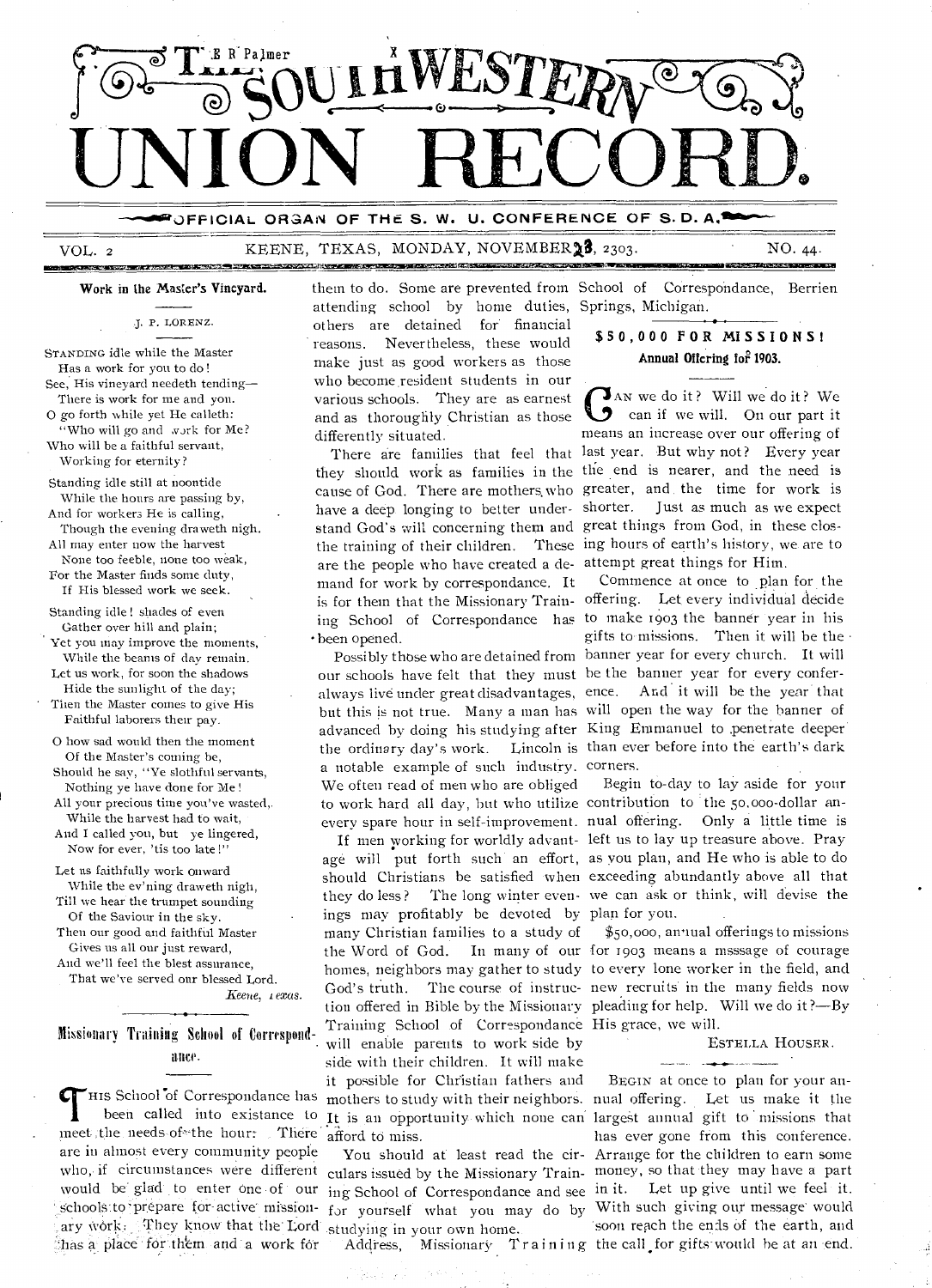# THE SOUTHWESTERN UNION RECORD.

OFFICIAL ORGAN OF THE S. W. U. CONFERENCE OF S. D. A.

VOL. 2 KEENE, TEXAS, MONDAY, NOVEMBER 23, 2303. NO. 44.

## Work in the Master's Vineyard.

J. P. LORENZ.

STANDING idle while the Master
Has a work for you to do!
See, His vineyard needeth tending—
There is work for me and you.
O go forth while yet He calleth:
"Who will go and work for Me?
Who will be a faithful servant,
Working for eternity?

Standing idle still at noontide
While the hours are passing by,
And for workers He is calling,
Though the evening draweth nigh.
All may enter now the harvest
None too feeble, none too weak,
For the Master finds some duty,
If His blessed work we seek.

Standing idle! shades of even
Gather over hill and plain;
Yet you may improve the moments,
While the beams of day remain.
Let us work, for soon the shadows
Hide the sunlight of the day;
Then the Master comes to give His
Faithful laborers their pay.

O how sad would then the moment
Of the Master's coming be,
Should he say, "Ye slothful servants,
Nothing ye have done for Me!
All your precious time you've wasted,
While the harvest had to wait,
And I called you, but ye lingered,
Now for ever, 'tis too late!"

Let us faithfully work onward
While the ev'ning draweth nigh,
Till we hear the trumpet sounding
Of the Saviour in the sky.
Then our good and faithful Master
Gives us all our just reward,
And we'll feel the blest assurance,
That we've served our blessed Lord.

*Keene, Texas.*

## Missionary Training School of Correspondance.

THIS School of Correspondance has been called into existance to meet the needs of the hour. There are in almost every community people who, if circumstances were different would be glad to enter one of our schools to prepare for active missionary work. They know that the Lord has a place for them and a work for them to do. Some are prevented from attending school by home duties, others are detained for financial reasons. Nevertheless, these would make just as good workers as those who become resident students in our various schools. They are as earnest and as thoroughly Christian as those differently situated.

There are families that feel that they should work as families in the cause of God. There are mothers who have a deep longing to better understand God's will concerning them and the training of their children. These are the people who have created a demand for work by correspondance. It is for them that the Missionary Training School of Correspondance has been opened.

Possibly those who are detained from our schools have felt that they must always live under great disadvantages, but this is not true. Many a man has advanced by doing his studying after the ordinary day's work. Lincoln is a notable example of such industry. We often read of men who are obliged to work hard all day, but who utilize every spare hour in self-improvement.

If men working for worldly advantage will put forth such an effort, should Christians be satisfied when they do less? The long winter evenings may profitably be devoted by many Christian families to a study of the Word of God. In many of our homes, neighbors may gather to study God's truth. The course of instruction offered in Bible by the Missionary Training School of Correspondance will enable parents to work side by side with their children. It will make it possible for Christian fathers and mothers to study with their neighbors. It is an opportunity which none can afford to miss.

You should at least read the circulars issued by the Missionary Training School of Correspondance and see for yourself what you may do by studying in your own home.

Address, Missionary Training School of Correspondance, Berrien Springs, Michigan.

## $50,000 FOR MISSIONS!
### Annual Offering for 1903.

CAN we do it? Will we do it? We can if we will. On our part it means an increase over our offering of last year. But why not? Every year the end is nearer, and the need is greater, and the time for work is shorter. Just as much as we expect great things from God, in these closing hours of earth's history, we are to attempt great things for Him.

Commence at once to plan for the offering. Let every individual decide to make 1903 the banner year in his gifts to missions. Then it will be the banner year for every church. It will be the banner year for every conference. And it will be the year that will open the way for the banner of King Emmanuel to penetrate deeper than ever before into the earth's dark corners.

Begin to-day to lay aside for your contribution to the 50,000-dollar annual offering. Only a little time is left us to lay up treasure above. Pray as you plan, and He who is able to do exceeding abundantly above all that we can ask or think, will devise the plan for you.

$50,000, annual offerings to missions for 1903 means a msssage of courage to every lone worker in the field, and new recruits in the many fields now pleading for help. Will we do it?—By His grace, we will.

ESTELLA HOUSER.

BEGIN at once to plan for your annual offering. Let us make it the largest annual gift to missions that has ever gone from this conference. Arrange for the children to earn some money, so that they may have a part in it. Let up give until we feel it. With such giving our message would soon reach the ends of the earth, and the call for gifts would be at an end.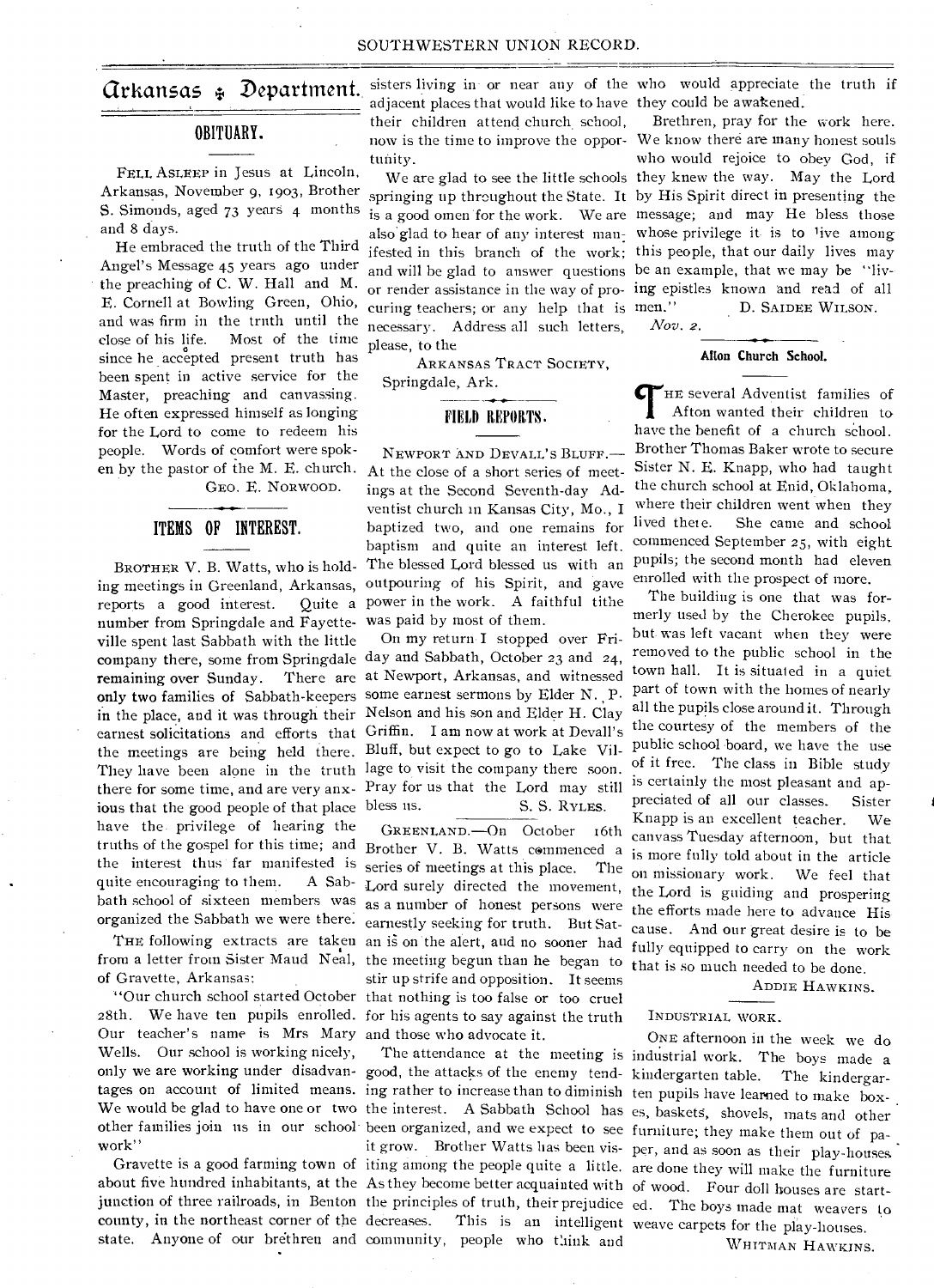# Arkansas Department.

## OBITUARY.

FELL ASLEEP in Jesus at Lincoln, Arkansas, November 9, 1903, Brother S. Simonds, aged 73 years 4 months and 8 days.

He embraced the truth of the Third Angel's Message 45 years ago under the preaching of C. W. Hall and M. E. Cornell at Bowling Green, Ohio, and was firm in the truth until the close of his life. Most of the time since he accepted present truth has been spent in active service for the Master, preaching and canvassing. He often expressed himself as longing for the Lord to come to redeem his people. Words of comfort were spoken by the pastor of the M. E. church.

GEO. E. NORWOOD.

## ITEMS OF INTEREST.

BROTHER V. B. Watts, who is holding meetings in Greenland, Arkansas, reports a good interest. Quite a number from Springdale and Fayetteville spent last Sabbath with the little company there, some from Springdale remaining over Sunday. There are only two families of Sabbath-keepers in the place, and it was through their earnest solicitations and efforts that the meetings are being held there. They have been alone in the truth there for some time, and are very anxious that the good people of that place have the privilege of hearing the truths of the gospel for this time; and the interest thus far manifested is quite encouraging to them. A Sabbath school of sixteen members was organized the Sabbath we were there.

THE following extracts are taken from a letter from Sister Maud Neal, of Gravette, Arkansas:

"Our church school started October 28th. We have ten pupils enrolled. Our teacher's name is Mrs Mary Wells. Our school is working nicely, only we are working under disadvantages on account of limited means. We would be glad to have one or two other families join us in our school work"

Gravette is a good farming town of about five hundred inhabitants, at the junction of three railroads, in Benton county, in the northeast corner of the state. Anyone of our brethren and sisters living in or near any of the adjacent places that would like to have their children attend church school, now is the time to improve the opportunity.

We are glad to see the little schools springing up throughout the State. It is a good omen for the work. We are also glad to hear of any interest manifested in this branch of the work; and will be glad to answer questions or render assistance in the way of procuring teachers; or any help that is necessary. Address all such letters, please, to the

ARKANSAS TRACT SOCIETY,
Springdale, Ark.

## FIELD REPORTS.

NEWPORT AND DEVALL'S BLUFF.—At the close of a short series of meetings at the Second Seventh-day Adventist church in Kansas City, Mo., I baptized two, and one remains for baptism and quite an interest left. The blessed Lord blessed us with an outpouring of his Spirit, and gave power in the work. A faithful tithe was paid by most of them.

On my return I stopped over Friday and Sabbath, October 23 and 24, at Newport, Arkansas, and witnessed some earnest sermons by Elder N. P. Nelson and his son and Elder H. Clay Griffin. I am now at work at Devall's Bluff, but expect to go to Lake Village to visit the company there soon. Pray for us that the Lord may still bless us.

S. S. RYLES.

GREENLAND.—On October 16th Brother V. B. Watts commenced a series of meetings at this place. The Lord surely directed the movement, as a number of honest persons were earnestly seeking for truth. But Satan is on the alert, and no sooner had the meeting begun than he began to stir up strife and opposition. It seems that nothing is too false or too cruel for his agents to say against the truth and those who advocate it.

The attendance at the meeting is good, the attacks of the enemy tending rather to increase than to diminish the interest. A Sabbath School has been organized, and we expect to see it grow. Brother Watts has been visiting among the people quite a little. As they become better acquainted with the principles of truth, their prejudice decreases. This is an intelligent community, people who think and who would appreciate the truth if they could be awakened.

Brethren, pray for the work here. We know there are many honest souls who would rejoice to obey God, if they knew the way. May the Lord by His Spirit direct in presenting the message; and may He bless those whose privilege it is to live among this people, that our daily lives may be an example, that we may be "living epistles known and read of all men."

D. SAIDEE WILSON.

*Nov. 2.*

### Afton Church School.

THE several Adventist families of Afton wanted their children to have the benefit of a church school. Brother Thomas Baker wrote to secure Sister N. E. Knapp, who had taught the church school at Enid, Oklahoma, where their children went when they lived there. She came and school commenced September 25, with eight pupils; the second month had eleven enrolled with the prospect of more.

The building is one that was formerly used by the Cherokee pupils, but was left vacant when they were removed to the public school in the town hall. It is situated in a quiet part of town with the homes of nearly all the pupils close around it. Through the courtesy of the members of the public school board, we have the use of it free. The class in Bible study is certainly the most pleasant and appreciated of all our classes. Sister Knapp is an excellent teacher. We canvass Tuesday afternoon, but that is more fully told about in the article on missionary work. We feel that the Lord is guiding and prospering the efforts made here to advance His cause. And our great desire is to be fully equipped to carry on the work that is so much needed to be done.

ADDIE HAWKINS.

INDUSTRIAL WORK.

ONE afternoon in the week we do industrial work. The boys made a kindergarten table. The kindergarten pupils have learned to make boxes, baskets, shovels, mats and other furniture; they make them out of paper, and as soon as their play-houses are done they will make the furniture of wood. Four doll houses are started. The boys made mat weavers to weave carpets for the play-houses.

WHITMAN HAWKINS.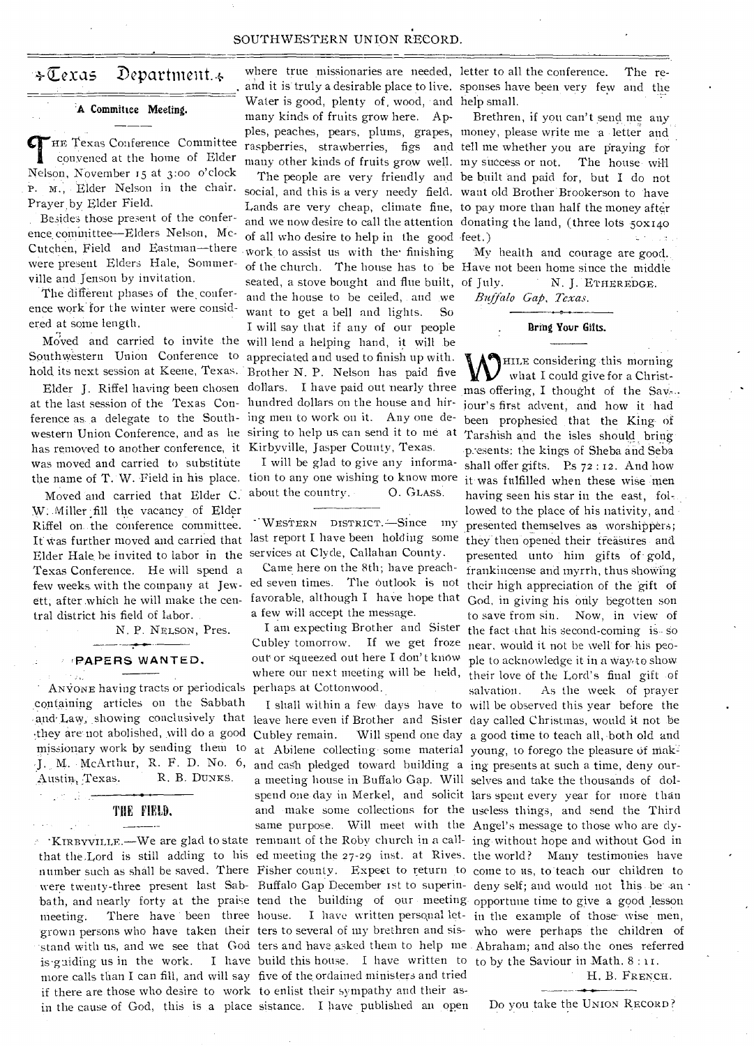# Texas Department.

## A Committee Meeting.

THE Texas Conference Committee convened at the home of Elder Nelson, November 15 at 3:00 o'clock P. M., Elder Nelson in the chair. Prayer by Elder Field.

Besides those present of the conference committee—Elders Nelson, McCutchen, Field and Eastman—there were present Elders Hale, Sommerville and Jenson by invitation.

The different phases of the conference work for the winter were considered at some length.

Moved and carried to invite the Southwestern Union Conference to hold its next session at Keene, Texas.

Elder J. Riffel having been chosen at the last session of the Texas Conference as a delegate to the Southwestern Union Conference, and as he has removed to another conference, it was moved and carried to substitute the name of T. W. Field in his place.

Moved and carried that Elder C. W. Miller fill the vacancy of Elder Riffel on the conference committee. It was further moved and carried that Elder Hale be invited to labor in the Texas Conference. He will spend a few weeks with the company at Jewett, after which he will make the central district his field of labor.

N. P. NELSON, Pres.

## PAPERS WANTED.

ANYONE having tracts or periodicals containing articles on the Sabbath and Law, showing conclusively that they are not abolished, will do a good missionary work by sending them to J. M. McArthur, R. F. D. No. 6, Austin, Texas.

R. B. DUNKS.

## THE FIELD.

KIRBYVILLE.—We are glad to state that the Lord is still adding to his number such as shall be saved. There were twenty-three present last Sabbath, and nearly forty at the praise meeting. There have been three grown persons who have taken their stand with us, and we see that God is guiding us in the work. I have more calls than I can fill, and will say if there are those who desire to work in the cause of God, this is a place where true missionaries are needed, and it is truly a desirable place to live. Water is good, plenty of wood, and many kinds of fruits grow here. Apples, peaches, pears, plums, grapes, raspberries, strawberries, figs and many other kinds of fruits grow well.

The people are very friendly and social, and this is a very needy field. Lands are very cheap, climate fine, and we now desire to call the attention of all who desire to help in the good work to assist us with the finishing of the church. The house has to be seated, a stove bought and flue built, and the house to be ceiled, and we want to get a bell and lights. So I will say that if any of our people will lend a helping hand, it will be appreciated and used to finish up with. Brother N. P. Nelson has paid five dollars. I have paid out nearly three hundred dollars on the house and hiring men to work on it. Any one desiring to help us can send it to me at Kirbyville, Jasper County, Texas.

I will be glad to give any information to any one wishing to know more about the country.

O. GLASS.

WESTERN DISTRICT.—Since my last report I have been holding some services at Clyde, Callahan County.

Came here on the 8th; have preached seven times. The outlook is not favorable, although I have hope that a few will accept the message.

I am expecting Brother and Sister Cubley tomorrow. If we get froze out or squeezed out here I don't know where our next meeting will be held, perhaps at Cottonwood.

I shall within a few days have to leave here even if Brother and Sister Cubley remain. Will spend one day at Abilene collecting some material and cash pledged toward building a meeting house in Buffalo Gap. Will spend one day in Merkel, and solicit and make some collections for the same purpose. Will meet with the remnant of the Roby church in a called meeting the 27-29 inst. at Rives, Fisher county. Expect to return to Buffalo Gap December 1st to superintend the building of our meeting house. I have written personal letters to several of my brethren and sisters and have asked them to help me build this house. I have written to five of the ordained ministers and tried to enlist their sympathy and their assistance. I have published an open letter to all the conference. The responses have been very few and the help small.

Brethren, if you can't send me any money, please write me a letter and tell me whether you are praying for my success or not. The house will be built and paid for, but I do not want old Brother Brookerson to have to pay more than half the money after donating the land, (three lots 50x140 feet.)

My health and courage are good. Have not been home since the middle of July.

N. J. ETHEREDGE.

*Buffalo Gap, Texas.*

## Bring Your Gifts.

WHILE considering this morning what I could give for a Christmas offering, I thought of the Saviour's first advent, and how it had been prophesied that the King of Tarshish and the isles should bring presents: the kings of Sheba and Seba shall offer gifts. Ps 72:12. And how it was fulfilled when these wise men having seen his star in the east, followed to the place of his nativity, and presented themselves as worshippers; they then opened their treasures and presented unto him gifts of gold, frankincense and myrrh, thus showing their high appreciation of the gift of God, in giving his only begotten son to save from sin. Now, in view of the fact that his second-coming is so near, would it not be well for his people to acknowledge it in a way to show their love of the Lord's final gift of salvation. As the week of prayer will be observed this year before the day called Christmas, would it not be a good time to teach all, both old and young, to forego the pleasure of making presents at such a time, deny ourselves and take the thousands of dollars spent every year for more than useless things, and send the Third Angel's message to those who are dying without hope and without God in the world? Many testimonies have come to us, to teach our children to deny self; and would not this be an opportune time to give a good lesson in the example of those wise men, who were perhaps the children of Abraham; and also the ones referred to by the Saviour in Math. 8:11.

H. B. FRENCH.

Do you take the UNION RECORD?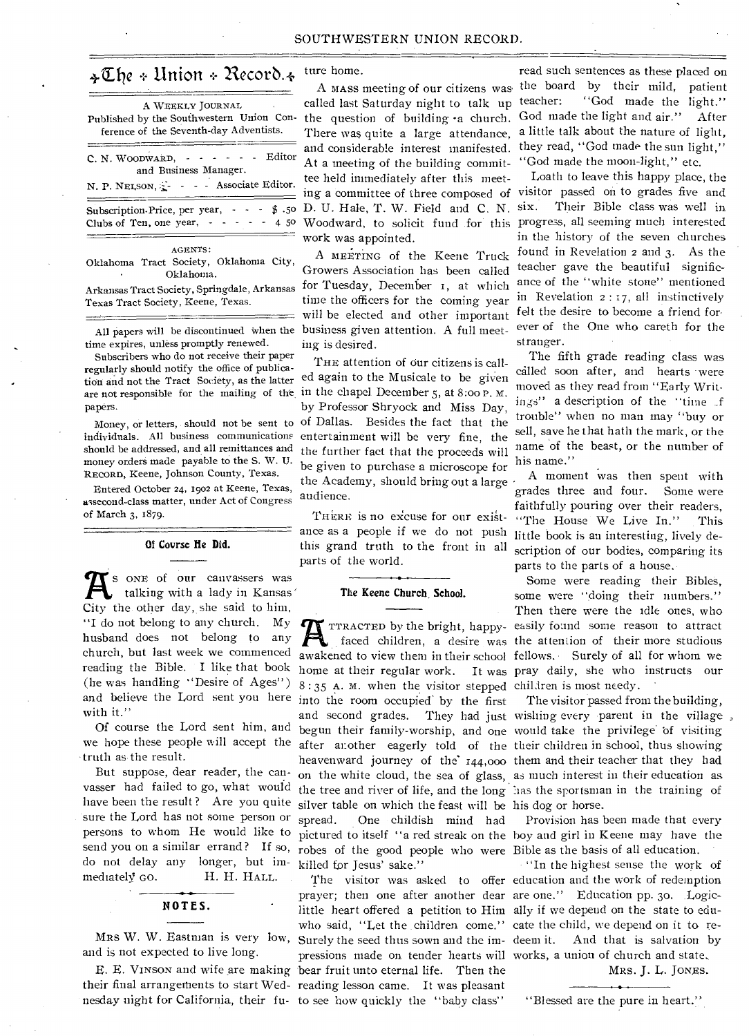# The Union Record.

A WEEKLY JOURNAL

Published by the Southwestern Union Conference of the Seventh-day Adventists.

C. N. WOODWARD, - - - - - - Editor and Business Manager.

N. P. NELSON, - - - - Associate Editor.

Subscription-Price, per year, - - - $ .50

Clubs of Ten, one year, - - - - - 4 50

AGENTS:

Oklahoma Tract Society, Oklahoma City, Oklahoma.

Arkansas Tract Society, Springdale, Arkansas

Texas Tract Society, Keene, Texas.

All papers will be discontinued when the time expires, unless promptly renewed.

Subscribers who do not receive their paper regularly should notify the office of publication and not the Tract Society, as the latter are not responsible for the mailing of the papers.

Money, or letters, should not be sent to individuals. All business communications should be addressed, and all remittances and money orders made payable to the S. W. U. RECORD, Keene, Johnson County, Texas.

Entered October 24, 1902 at Keene, Texas, as second-class matter, under Act of Congress of March 3, 1879.

## Of Course He Did.

As ONE of our canvassers was talking with a lady in Kansas City the other day, she said to him, "I do not belong to any church. My husband does not belong to any church, but last week we commenced reading the Bible. I like that book (he was handling "Desire of Ages") and believe the Lord sent you here with it."

Of course the Lord sent him, and we hope these people will accept the truth as the result.

But suppose, dear reader, the canvasser had failed to go, what would have been the result? Are you quite sure the Lord has not some person or persons to whom He would like to send you on a similar errand? If so, do not delay any longer, but immediately GO.

H. H. HALL.

## NOTES.

MRS W. W. Eastman is very low, and is not expected to live long.

E. E. VINSON and wife are making their final arrangements to start Wednesday night for California, their future home.

A MASS meeting of our citizens was called last Saturday night to talk up the question of building a church. There was quite a large attendance, and considerable interest manifested. At a meeting of the building committee held immediately after this meeting a committee of three composed of D. U. Hale, T. W. Field and C. N. Woodward, to solicit fund for this work was appointed.

A MEETING of the Keene Truck Growers Association has been called for Tuesday, December 1, at which time the officers for the coming year will be elected and other important business given attention. A full meeting is desired.

THE attention of our citizens is called again to the Musicale to be given in the chapel December 5, at 8:00 P. M. by Professor Shryock and Miss Day, of Dallas. Besides the fact that the entertainment will be very fine, the further fact that the proceeds will be given to purchase a microscope for the Academy, should bring out a large audience.

THERE is no excuse for our existance as a people if we do not push this grand truth to the front in all parts of the world.

## The Keene Church School.

ATTRACTED by the bright, happy-faced children, a desire was awakened to view them in their school home at their regular work. It was 8:35 A. M. when the visitor stepped into the room occupied by the first and second grades. They had just begun their family-worship, and one after another eagerly told of the heavenward journey of the 144,000 on the white cloud, the sea of glass, the tree and river of life, and the long silver table on which the feast will be spread. One childish mind had pictured to itself "a red streak on the robes of the good people who were killed for Jesus' sake."

The visitor was asked to offer prayer; then one after another dear little heart offered a petition to Him who said, "Let the children come." Surely the seed thus sown and the impressions made on tender hearts will bear fruit unto eternal life. Then the reading lesson came. It was pleasant to see how quickly the "baby class" read such sentences as these placed on the board by their mild, patient teacher: "God made the light." God made the light and air." After a little talk about the nature of light, they read, "God made the sun light," "God made the moon-light," etc.

Loath to leave this happy place, the visitor passed on to grades five and six. Their Bible class was well in progress, all seeming much interested in the history of the seven churches found in Revelation 2 and 3. As the teacher gave the beautiful significance of the "white stone" mentioned in Revelation 2:17, all instinctively felt the desire to become a friend forever of the One who careth for the stranger.

The fifth grade reading class was called soon after, and hearts were moved as they read from "Early Writings" a description of the "time of trouble" when no man may "buy or sell, save he that hath the mark, or the name of the beast, or the number of his name."

A moment was then spent with grades three and four. Some were faithfully pouring over their readers, "The House We Live In." This little book is an interesting, lively description of our bodies, comparing its parts to the parts of a house.

Some were reading their Bibles, some were "doing their numbers." Then there were the idle ones, who easily found some reason to attract the attention of their more studious fellows. Surely of all for whom we pray daily, she who instructs our children is most needy.

The visitor passed from the building, wishing every parent in the village would take the privilege of visiting their children in school, thus showing them and their teacher that they had as much interest in their education as has the sportsman in the training of his dog or horse.

Provision has been made that every boy and girl in Keene may have the Bible as the basis of all education.

"In the highest sense the work of education and the work of redemption are one." Education pp. 30. Logically if we depend on the state to educate the child, we depend on it to redeem it. And that is salvation by works, a union of church and state.

MRS. J. L. JONES.

"Blessed are the pure in heart."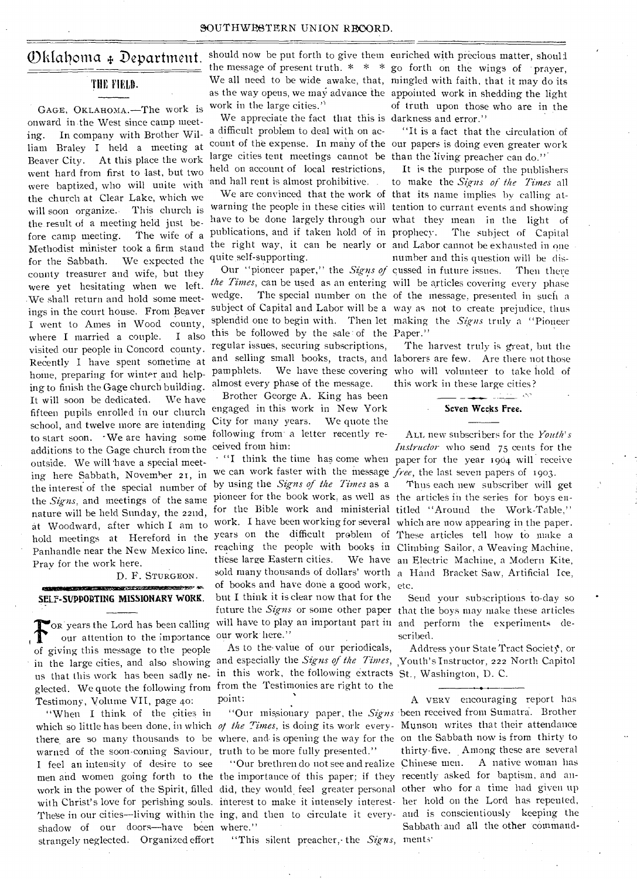## Oklahoma Department.

### THE FIELD.

GAGE, OKLAHOMA.—The work is onward in the West since camp meeting. In company with Brother William Braley I held a meeting at Beaver City. At this place the work went hard from first to last, but two were baptized, who will unite with the church at Clear Lake, which we will soon organize. This church is the result of a meeting held just before camp meeting. The wife of a Methodist minister took a firm stand for the Sabbath. We expected the county treasurer and wife, but they were yet hesitating when we left. We shall return and hold some meetings in the court house. From Beaver I went to Ames in Wood county, where I married a couple. I also visited our people in Concord county. Recently I have spent sometime at home, preparing for winter and helping to finish the Gage church building. It will soon be dedicated. We have fifteen pupils enrolled in our church school, and twelve more are intending to start soon. We are having some additions to the Gage church from the outside. We will have a special meeting here Sabbath, November 21, in the interest of the special number of the *Signs*, and meetings of the same nature will be held Sunday, the 22nd, at Woodward, after which I am to hold meetings at Hereford in the Panhandle near the New Mexico line. Pray for the work here.

D. F. STURGEON.

### SELF-SUPPORTING MISSIONARY WORK.

FOR years the Lord has been calling our attention to the importance of giving this message to the people in the large cities, and also showing us that this work has been sadly neglected. We quote the following from Testimony, Volume VII, page 40:

"When I think of the cities in which so little has been done, in which there are so many thousands to be warned of the soon-coming Saviour, I feel an intensity of desire to see men and women going forth to the work in the power of the Spirit, filled with Christ's love for perishing souls. These in our cities—living within the shadow of our doors—have been strangely neglected. Organized effort should now be put forth to give them the message of present truth. * * * We all need to be wide awake, that, as the way opens, we may advance the work in the large cities."

We appreciate the fact that this is a difficult problem to deal with on account of the expense. In many of the large cities tent meetings cannot be held on account of local restrictions, and hall rent is almost prohibitive.

We are convinced that the work of warning the people in these cities will have to be done largely through our publications, and if taken hold of in the right way, it can be nearly or quite self-supporting.

Our "pioneer paper," the *Signs of the Times*, can be used as an entering wedge. The special number on the subject of Capital and Labor will be a splendid one to begin with. Then let this be followed by the sale of the regular issues, securing subscriptions, and selling small books, tracts, and pamphlets. We have these covering almost every phase of the message.

Brother George A. King has been engaged in this work in New York City for many years. We quote the following from a letter recently received from him:

"I think the time has come when we can work faster with the message by using the *Signs of the Times* as a pioneer for the book work, as well as for the Bible work and ministerial work. I have been working for several years on the difficult problem of reaching the people with books in these large Eastern cities. We have sold many thousands of dollars' worth of books and have done a good work, but I think it is clear now that for the future the *Signs* or some other paper will have to play an important part in our work here."

As to the value of our periodicals, and especially the *Signs of the Times*, in this work, the following extracts from the Testimonies are right to the point:

"Our missionary paper, the *Signs of the Times*, is doing its work everywhere, and is opening the way for the truth to be more fully presented."

"Our brethren do not see and realize the importance of this paper; if they did, they would feel greater personal interest to make it intensely interesting, and then to circulate it everywhere."

"This silent preacher, the *Signs*, enriched with precious matter, should go forth on the wings of prayer, mingled with faith, that it may do its appointed work in shedding the light of truth upon those who are in the darkness and error."

"It is a fact that the circulation of our papers is doing even greater work than the living preacher can do."

It is the purpose of the publishers to make the *Signs of the Times* all that its name implies by calling attention to currant events and showing what they mean in the light of prophecy. The subject of Capital and Labor cannot be exhausted in one number and this question will be discussed in future issues. Then there will be articles covering every phase of the message, presented in such a way as not to create prejudice, thus making the *Signs* truly a "Pioneer Paper."

The harvest truly is great, but the laborers are few. Are there not those who will volunteer to take hold of this work in these large cities?

### Seven Weeks Free.

ALL new subscribers for the *Youth's Instructor* who send 75 cents for the paper for the year 1904 will receive *free*, the last seven papers of 1903.

Thus each new subscriber will get the articles in the series for boys entitled "Around the Work-Table," which are now appearing in the paper. These articles tell how to make a Climbing Sailor, a Weaving Machine, an Electric Machine, a Modern Kite, a Hand Bracket Saw, Artificial Ice, etc.

Send your subscriptions to-day so that the boys may make these articles and perform the experiments described.

Address your State Tract Society, or Youth's Instructor, 222 North Capitol St., Washington, D. C.

---

A VERY encouraging report has been received from Sumatra. Brother Munson writes that their attendance on the Sabbath now is from thirty to thirty-five. Among these are several Chinese men. A native woman has recently asked for baptism, and another who for a time had given up her hold on the Lord has repented, and is conscientiously keeping the Sabbath and all the other commandments.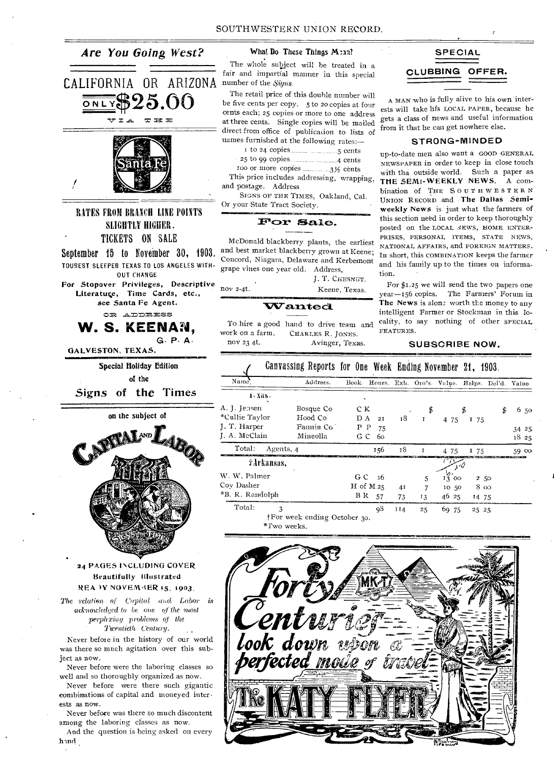## Are You Going West?

# CALIFORNIA OR ARIZONA

## ONLY $25.00

VIA THE

Santa Fe

### RATES FROM BRANCH LINE POINTS SLIGHTLY HIGHER.

### TICKETS ON SALE

### September 15 to November 30, 1903.

TOUREST SLEEPER TEXAS TO LOS ANGELES WITHOUT CHANGE.

**For Stopover Privileges, Descriptive Literature, Time Cards, etc., see Santa Fe Agent.**

OR ADDRESS

## W. S. KEENAN,

G. P. A.

GALVESTON, TEXAS.

---

**Special Holiday Edition**

**of the**

## Signs of the Times

**on the subject of**

# CAPITAL AND LABOR

**24 PAGES INCLUDING COVER**

**Beautifully Illustrated**

**READY NOVEMBER 15, 1903.**

*The relation of Capital and Labor is acknowledged to be one of the most perplexing problems of the Twentieth Century.*

Never before in the history of our world was there so much agitation over this subject as now.

Never before were the laboring classes so well and so thoroughly organized as now.

Never before were there such gigantic combinations of capital and moneyed interests as now.

Never before was there so much discontent among the laboring classes as now.

And the question is being asked on every hand

---

**What Do These Things Mean?**

The whole subject will be treated in a fair and impartial manner in this special number of the *Signs*.

The retail price of this double number will be five cents per copy. 5 to 20 copies at four cents each; 25 copies or more to one address at three cents. Single copies will be mailed direct from office of publication to lists of names furnished at the following rates:—

1 to 24 copies .......... 5 cents
25 to 99 copies .......... 4 cents
100 or more copies .......... 3½ cents

This price includes addressing, wrapping, and postage. Address

SIGNS OF THE TIMES, Oakland, Cal.
Or your State Tract Society.

---

## For Sale.

McDonald blackberry plants, the earliest and best market blackberry grown at Keene; Concord, Niagara, Delaware and Kerbemont grape vines one year old. Address,

J. T. CHESNUT.
nov 2-4t. Keene, Texas.

## Wanted

To hire a good hand to drive team and work on a farm. CHARLES R. JONES.
nov 23 4t. Avinger, Texas.

---

### SPECIAL

### CLUBBING OFFER.

A MAN who is fully alive to his own interests will take his LOCAL PAPER, because he gets a class of news and useful information from it that he can get nowhere else.

### STRONG-MINDED

up-to-date men also want a GOOD GENERAL NEWSPAPER in order to keep in close touch with the outside world. Such a paper as **THE SEMI-WEEKLY NEWS.** A combination of THE SOUTHWESTERN UNION RECORD and **The Dallas Semi-weekly News** is just what the farmers of this section need in order to keep thoroughly posted on the LOCAL NEWS, HOME ENTERPRISES, PERSONAL ITEMS, STATE NEWS, NATIONAL AFFAIRS, and FOREIGN MATTERS. In short, this COMBINATION keeps the farmer and his family up to the times on information.

For $1.25 we will send the two papers one year—156 copies. The Farmers' Forum in **The News** is alone worth the money to any intelligent Farmer or Stockman in this locality, to say nothing of other SPECIAL FEATURES.

### SUBSCRIBE NOW.

---

## Canvassing Reports for One Week Ending November 21, 1903.

| Name. | Address. | Book. | Hours. | Exh. | Ord's. | Value. | Helps. | Del'd. Value |
|---|---|---|---|---|---|---|---|---|
| **Texas.** | | | | | | | | |
| A. J. Jensen | Bosque Co | C K | | | | $ | $ | $ 6 50 |
| *Cullie Taylor | Hood Co | D A | 21 | 18 | 1 | 4 75 | 1 75 | |
| J. T. Harper | Fannin Co | P P | 75 | | | | | 34 25 |
| J. A. McClain | Mineolla | G C | 60 | | | | | 18 25 |
| Total: Agents, 4 | | | 156 | 18 | 1 | 4 75 | 1 75 | 59 00 |
| **†Arkansas.** | | | | | | | | |
| W. W. Palmer | | G C | 16 | | 5 | 13 00 | 2 50 | |
| Coy Dasher | | H of M | 25 | 41 | 7 | 10 50 | 8 00 | |
| *B. R. Randolph | | B R | 57 | 73 | 13 | 46 25 | 14 75 | |
| Total: 3 | | | 98 | 114 | 25 | 69 75 | 25 25 | |

†For week ending October 30.
*Two weeks.

---

MK&T

*Forty Centuries look down upon a perfected mode of travel*

# The KATY FLYER